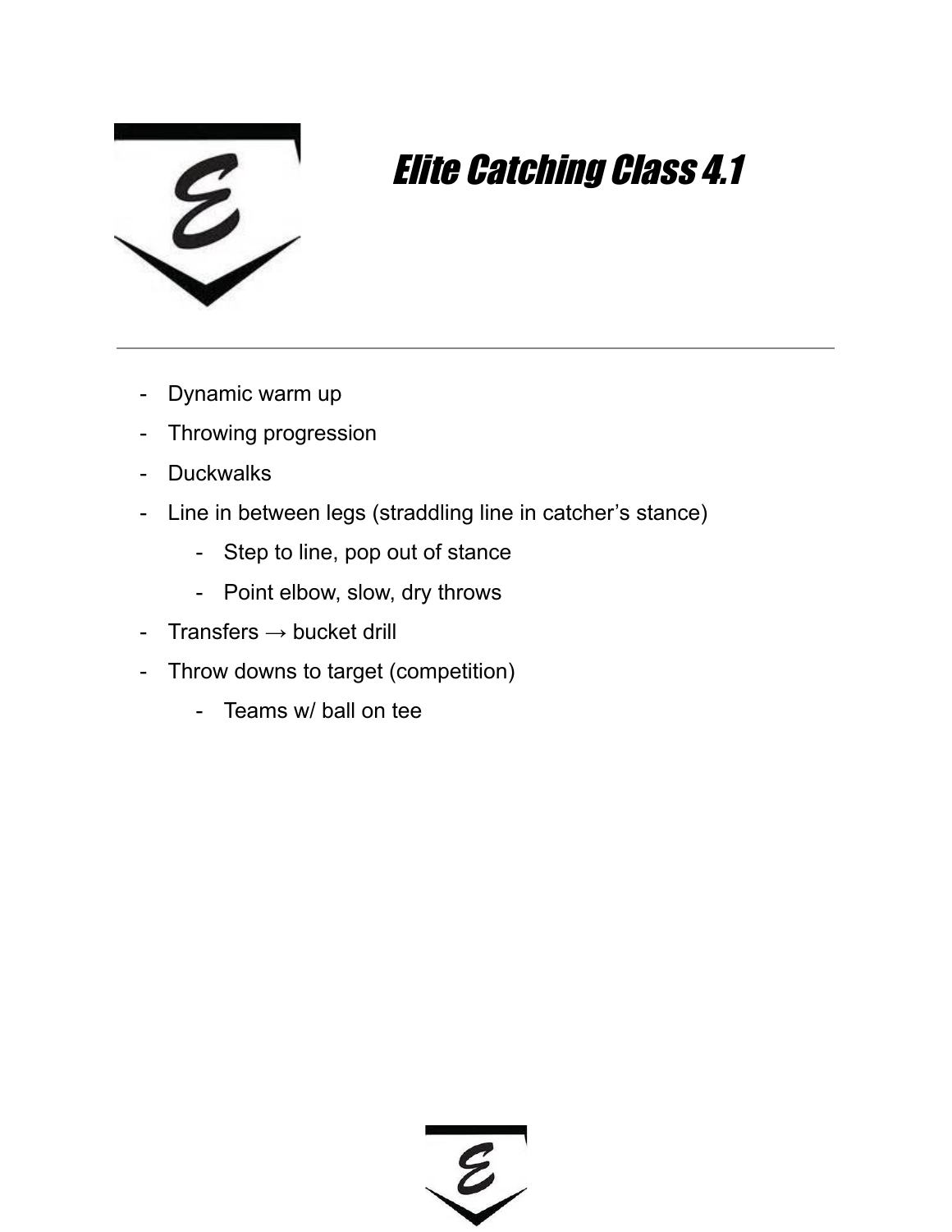# *Elite Catching Class 4.1*

---

- Dynamic warm up
- Throwing progression
- Duckwalks
- Line in between legs (straddling line in catcher's stance)
    - Step to line, pop out of stance
    - Point elbow, slow, dry throws
- Transfers → bucket drill
- Throw downs to target (competition)
    - Teams w/ ball on tee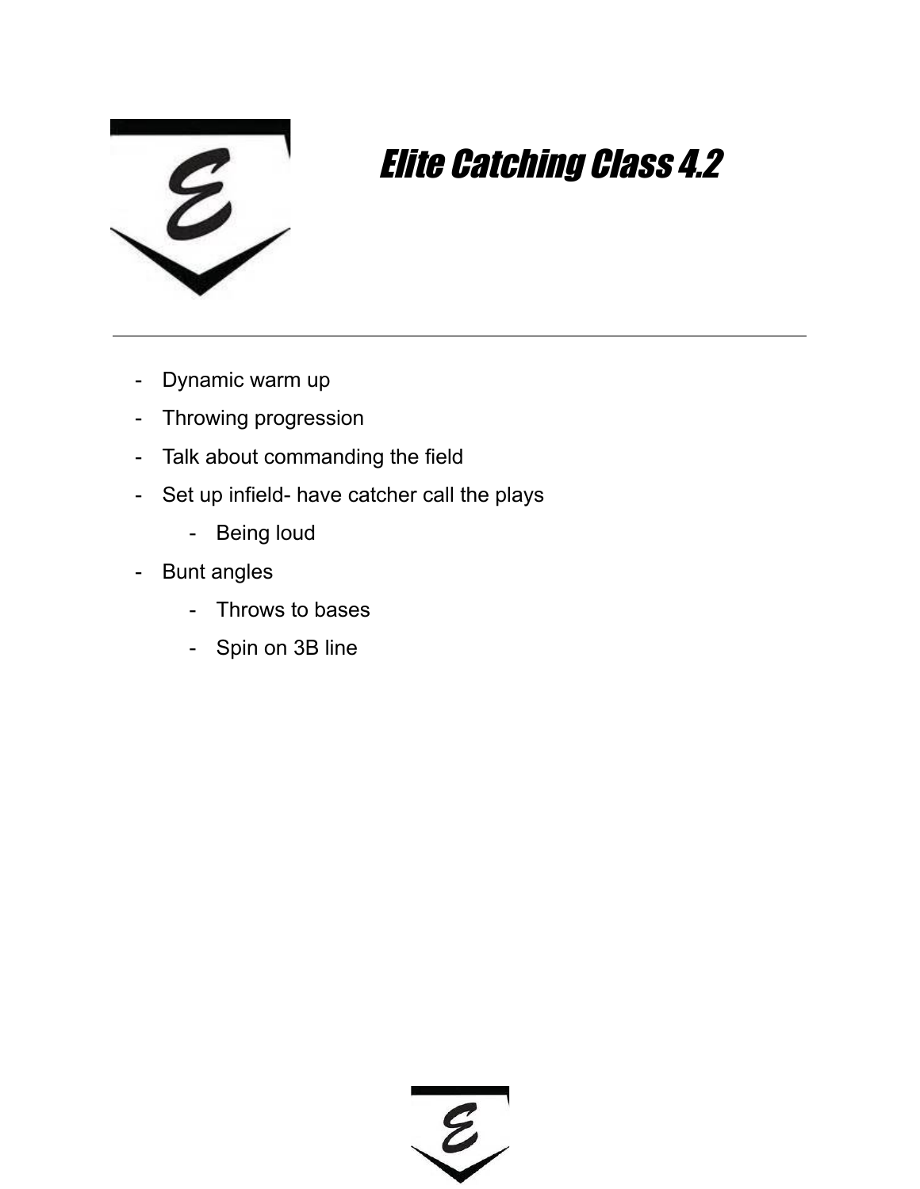# *Elite Catching Class 4.2*

---

- Dynamic warm up
- Throwing progression
- Talk about commanding the field
- Set up infield- have catcher call the plays
    - Being loud
- Bunt angles
    - Throws to bases
    - Spin on 3B line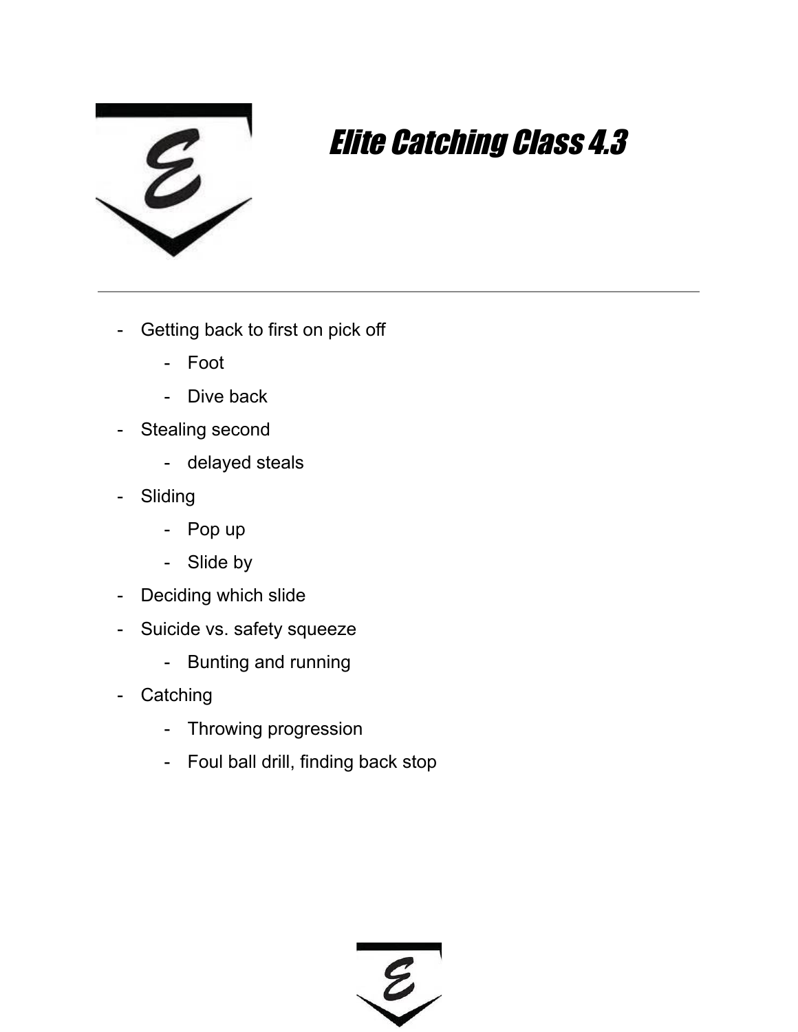# *Elite Catching Class 4.3*

---

- Getting back to first on pick off
    - Foot
    - Dive back
- Stealing second
    - delayed steals
- Sliding
    - Pop up
    - Slide by
- Deciding which slide
- Suicide vs. safety squeeze
    - Bunting and running
- Catching
    - Throwing progression
    - Foul ball drill, finding back stop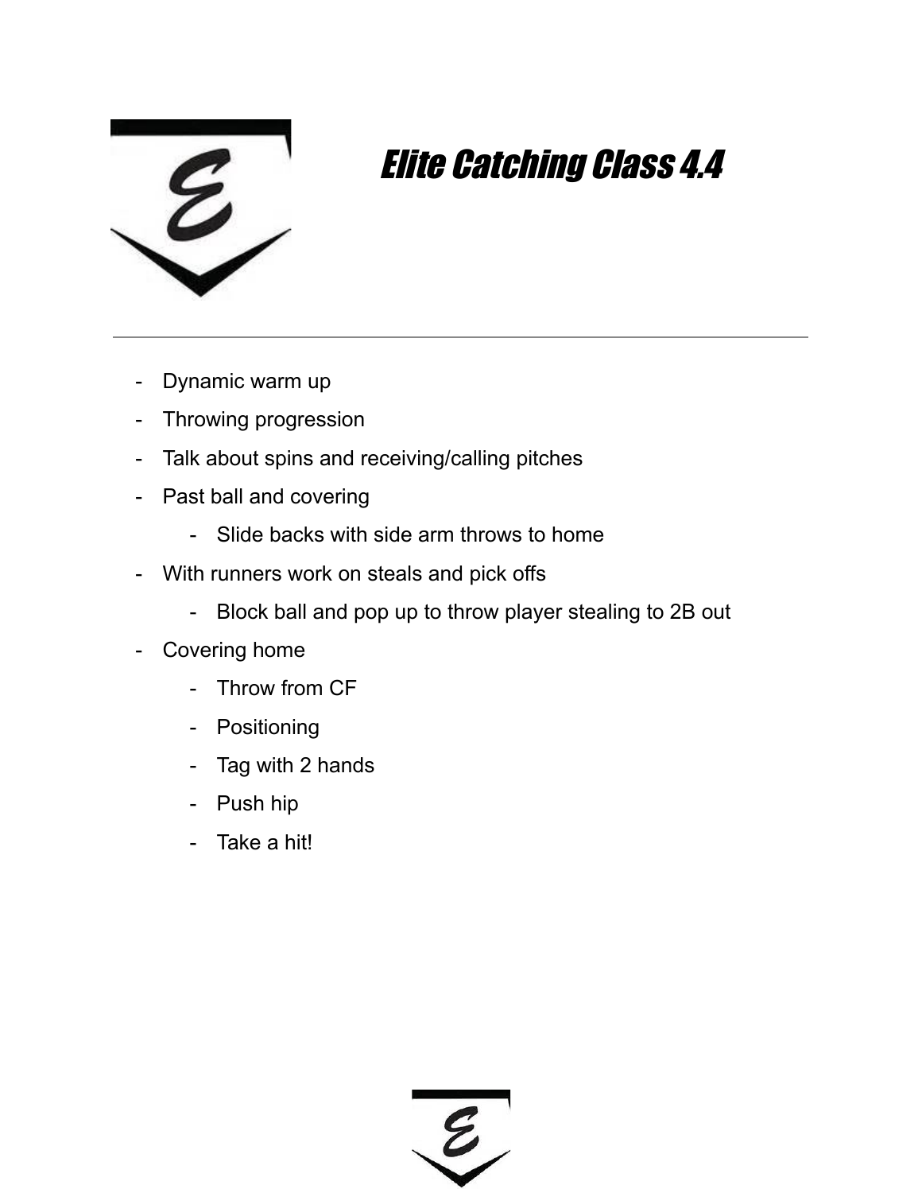# *Elite Catching Class 4.4*

---

- Dynamic warm up
- Throwing progression
- Talk about spins and receiving/calling pitches
- Past ball and covering
    - Slide backs with side arm throws to home
- With runners work on steals and pick offs
    - Block ball and pop up to throw player stealing to 2B out
- Covering home
    - Throw from CF
    - Positioning
    - Tag with 2 hands
    - Push hip
    - Take a hit!